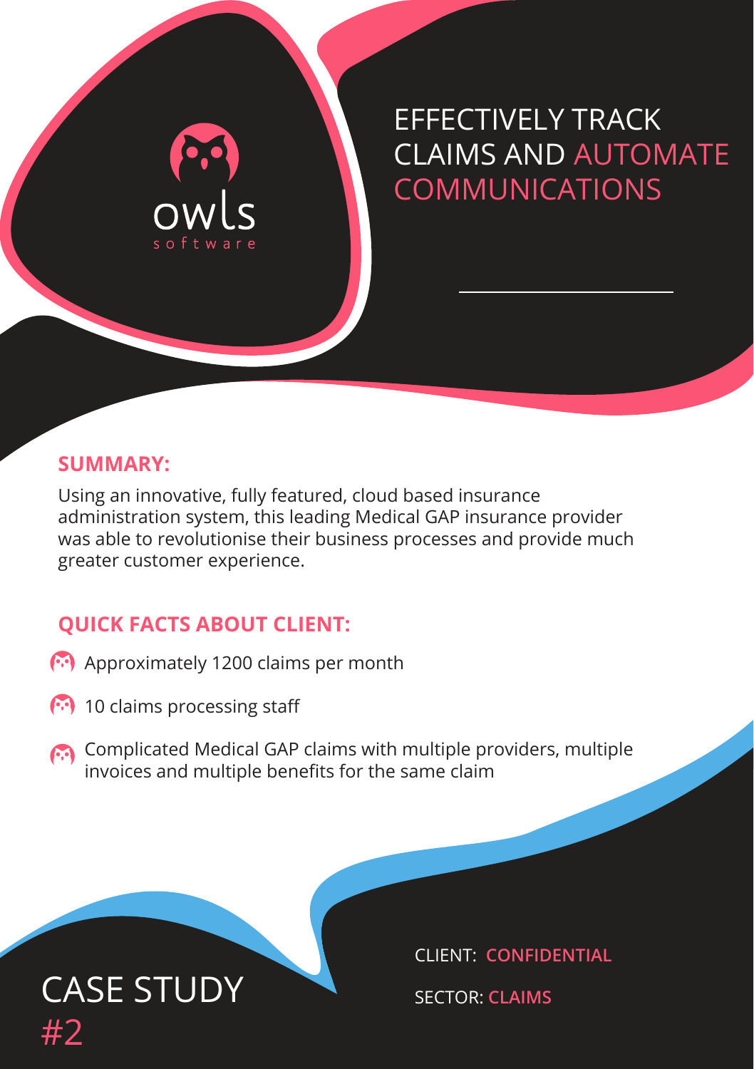owls software

# EFFECTIVELY TRACK CLAIMS AND AUTOMATE COMMUNICATIONS

## SUMMARY:

Using an innovative, fully featured, cloud based insurance administration system, this leading Medical GAP insurance provider was able to revolutionise their business processes and provide much greater customer experience.

## QUICK FACTS ABOUT CLIENT:

- Approximately 1200 claims per month
- 10 claims processing staff
- Complicated Medical GAP claims with multiple providers, multiple invoices and multiple benefits for the same claim

# CASE STUDY #2

CLIENT: **CONFIDENTIAL**

SECTOR: **CLAIMS**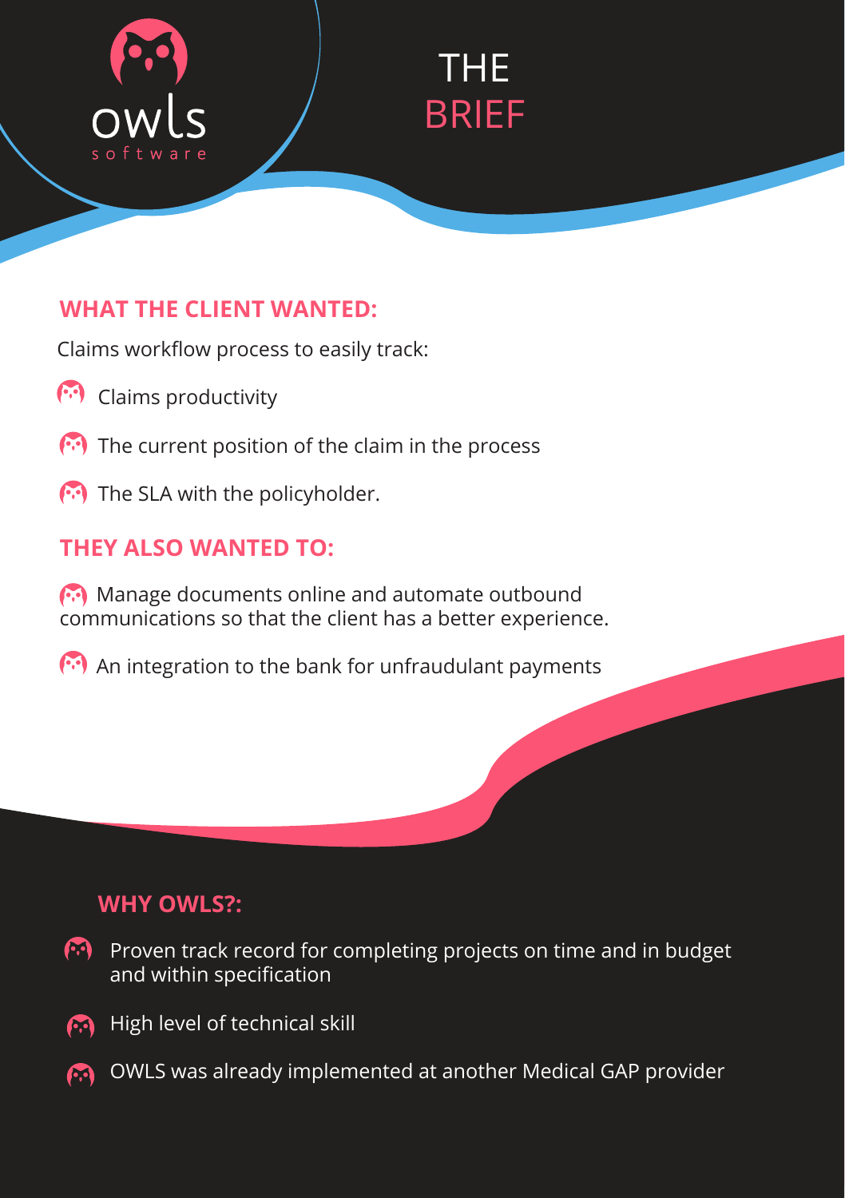owls software

# THE BRIEF

## WHAT THE CLIENT WANTED:

Claims workflow process to easily track:

- Claims productivity
- The current position of the claim in the process
- The SLA with the policyholder.

## THEY ALSO WANTED TO:

- Manage documents online and automate outbound communications so that the client has a better experience.
- An integration to the bank for unfraudulant payments

## WHY OWLS?:

- Proven track record for completing projects on time and in budget and within specification
- High level of technical skill
- OWLS was already implemented at another Medical GAP provider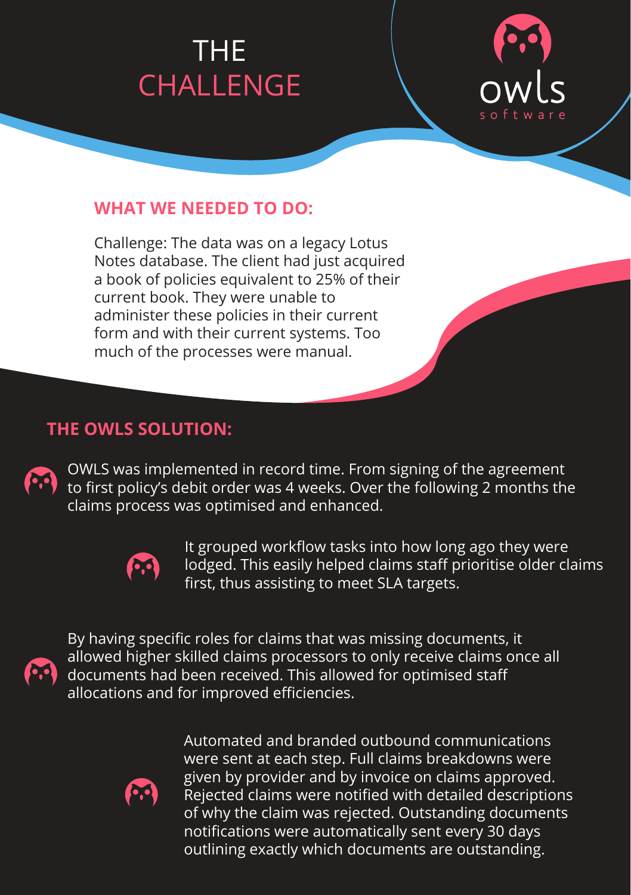# THE CHALLENGE

owls software

## WHAT WE NEEDED TO DO:

Challenge: The data was on a legacy Lotus Notes database. The client had just acquired a book of policies equivalent to 25% of their current book. They were unable to administer these policies in their current form and with their current systems. Too much of the processes were manual.

## THE OWLS SOLUTION:

OWLS was implemented in record time. From signing of the agreement to first policy's debit order was 4 weeks. Over the following 2 months the claims process was optimised and enhanced.

It grouped workflow tasks into how long ago they were lodged. This easily helped claims staff prioritise older claims first, thus assisting to meet SLA targets.

By having specific roles for claims that was missing documents, it allowed higher skilled claims processors to only receive claims once all documents had been received. This allowed for optimised staff allocations and for improved efficiencies.

Automated and branded outbound communications were sent at each step. Full claims breakdowns were given by provider and by invoice on claims approved. Rejected claims were notified with detailed descriptions of why the claim was rejected. Outstanding documents notifications were automatically sent every 30 days outlining exactly which documents are outstanding.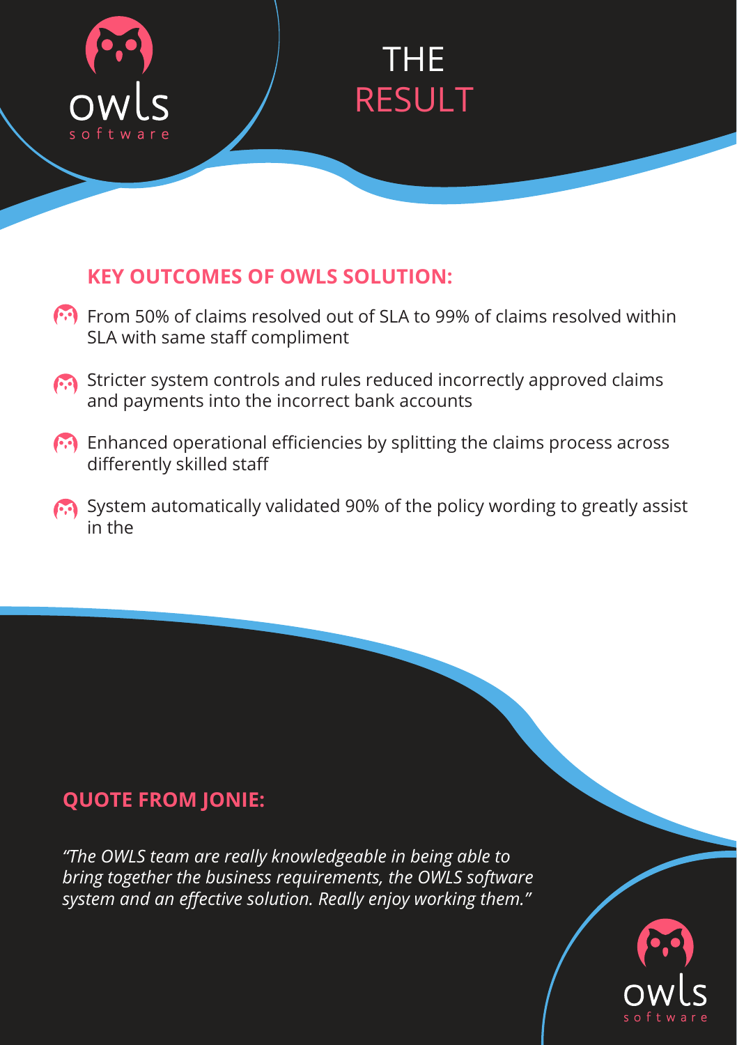# THE RESULT

## KEY OUTCOMES OF OWLS SOLUTION:

- From 50% of claims resolved out of SLA to 99% of claims resolved within SLA with same staff compliment
- Stricter system controls and rules reduced incorrectly approved claims and payments into the incorrect bank accounts
- Enhanced operational efficiencies by splitting the claims process across differently skilled staff
- System automatically validated 90% of the policy wording to greatly assist in the

## QUOTE FROM JONIE:

*"The OWLS team are really knowledgeable in being able to bring together the business requirements, the OWLS software system and an effective solution. Really enjoy working them."*